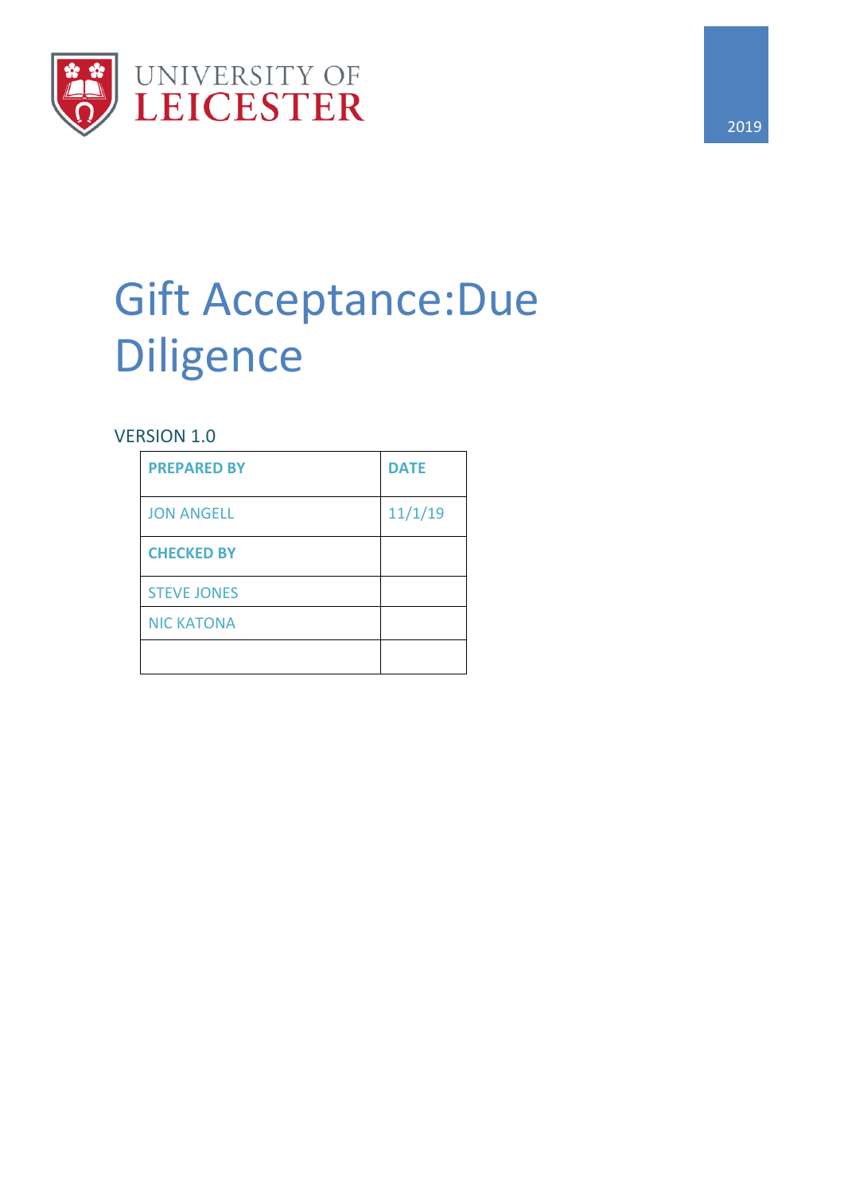UNIVERSITY OF
LEICESTER

2019

# Gift Acceptance:Due Diligence

VERSION 1.0

| PREPARED BY | DATE |
| --- | --- |
| JON ANGELL | 11/1/19 |
| **CHECKED BY** | |
| STEVE JONES | |
| NIC KATONA | |
| | |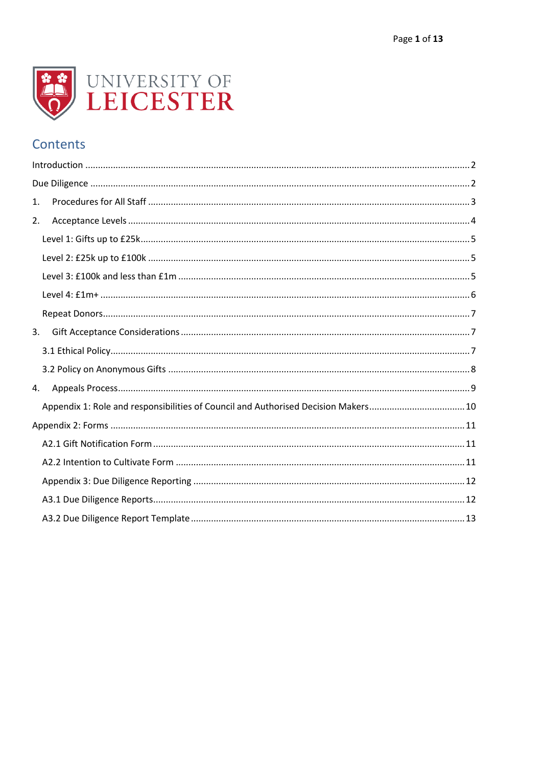## Contents

- Introduction ........ 2
- Due Diligence ........ 2
- 1. Procedures for All Staff ........ 3
- 2. Acceptance Levels ........ 4
  - Level 1: Gifts up to £25k ........ 5
  - Level 2: £25k up to £100k ........ 5
  - Level 3: £100k and less than £1m ........ 5
  - Level 4: £1m+ ........ 6
  - Repeat Donors ........ 7
- 3. Gift Acceptance Considerations ........ 7
  - 3.1 Ethical Policy ........ 7
  - 3.2 Policy on Anonymous Gifts ........ 8
- 4. Appeals Process ........ 9
  - Appendix 1: Role and responsibilities of Council and Authorised Decision Makers ........ 10
- Appendix 2: Forms ........ 11
  - A2.1 Gift Notification Form ........ 11
  - A2.2 Intention to Cultivate Form ........ 11
  - Appendix 3: Due Diligence Reporting ........ 12
  - A3.1 Due Diligence Reports ........ 12
  - A3.2 Due Diligence Report Template ........ 13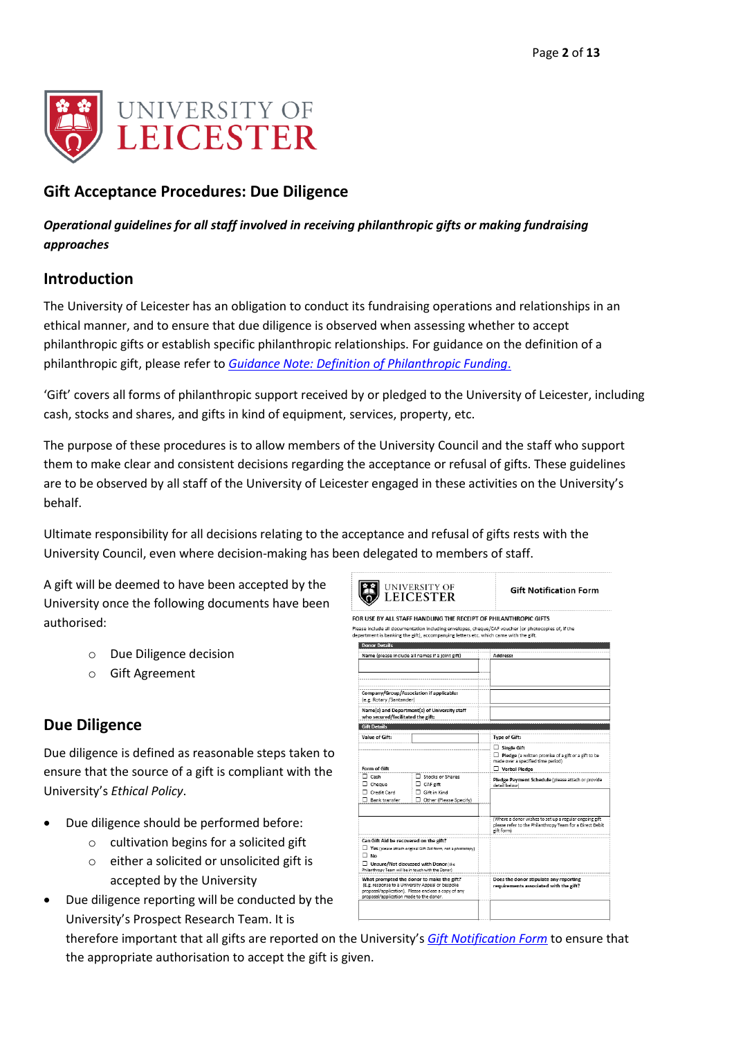# Gift Acceptance Procedures: Due Diligence

***Operational guidelines for all staff involved in receiving philanthropic gifts or making fundraising approaches***

## Introduction

The University of Leicester has an obligation to conduct its fundraising operations and relationships in an ethical manner, and to ensure that due diligence is observed when assessing whether to accept philanthropic gifts or establish specific philanthropic relationships. For guidance on the definition of a philanthropic gift, please refer to *Guidance Note: Definition of Philanthropic Funding*.

'Gift' covers all forms of philanthropic support received by or pledged to the University of Leicester, including cash, stocks and shares, and gifts in kind of equipment, services, property, etc.

The purpose of these procedures is to allow members of the University Council and the staff who support them to make clear and consistent decisions regarding the acceptance or refusal of gifts. These guidelines are to be observed by all staff of the University of Leicester engaged in these activities on the University's behalf.

Ultimate responsibility for all decisions relating to the acceptance and refusal of gifts rests with the University Council, even where decision-making has been delegated to members of staff.

A gift will be deemed to have been accepted by the University once the following documents have been authorised:

- Due Diligence decision
- Gift Agreement

## Due Diligence

Due diligence is defined as reasonable steps taken to ensure that the source of a gift is compliant with the University's *Ethical Policy*.

- Due diligence should be performed before:
  - cultivation begins for a solicited gift
  - either a solicited or unsolicited gift is accepted by the University
- Due diligence reporting will be conducted by the University's Prospect Research Team. It is therefore important that all gifts are reported on the University's *Gift Notification Form* to ensure that the appropriate authorisation to accept the gift is given.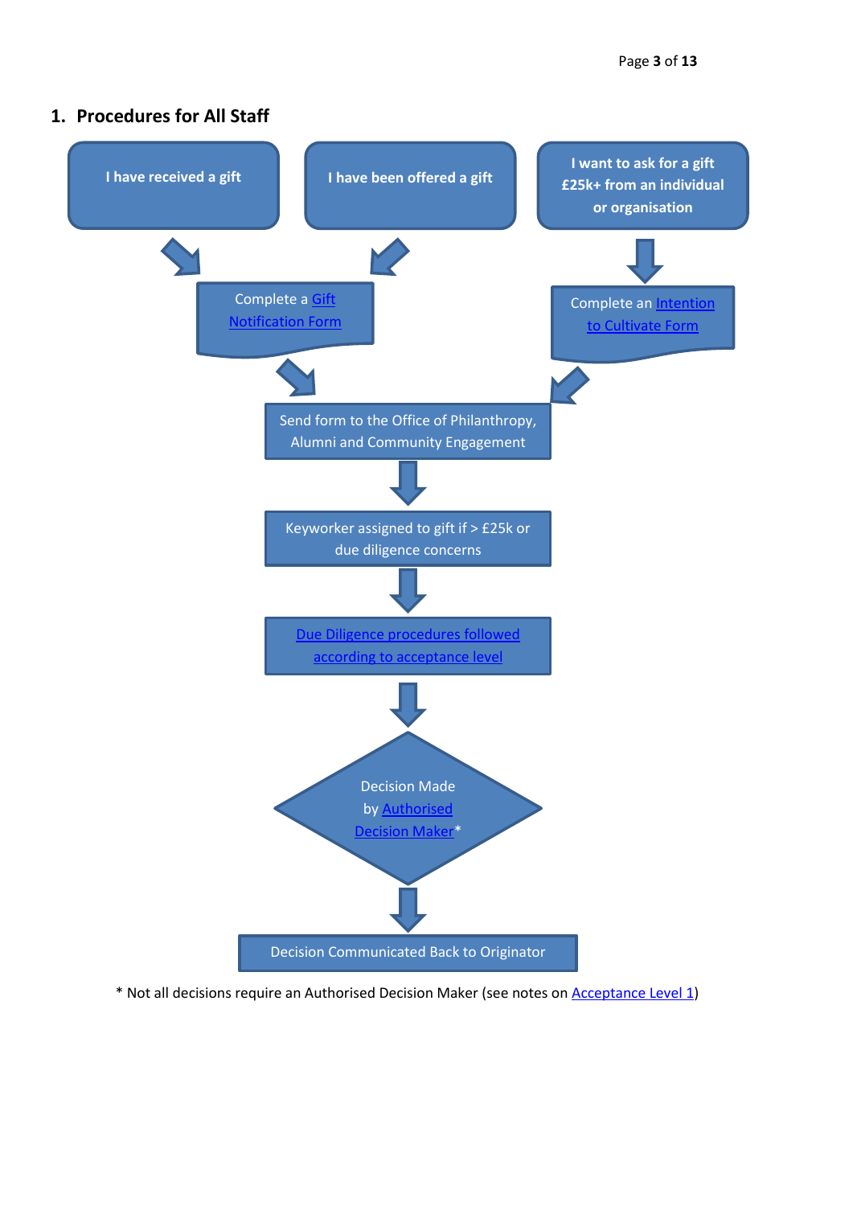## 1. Procedures for All Staff

**I have received a gift**

**I have been offered a gift**

**I want to ask for a gift £25k+ from an individual or organisation**

Complete a Gift Notification Form

Complete an Intention to Cultivate Form

Send form to the Office of Philanthropy, Alumni and Community Engagement

Keyworker assigned to gift if > £25k or due diligence concerns

Due Diligence procedures followed according to acceptance level

Decision Made by Authorised Decision Maker*

Decision Communicated Back to Originator

* Not all decisions require an Authorised Decision Maker (see notes on Acceptance Level 1)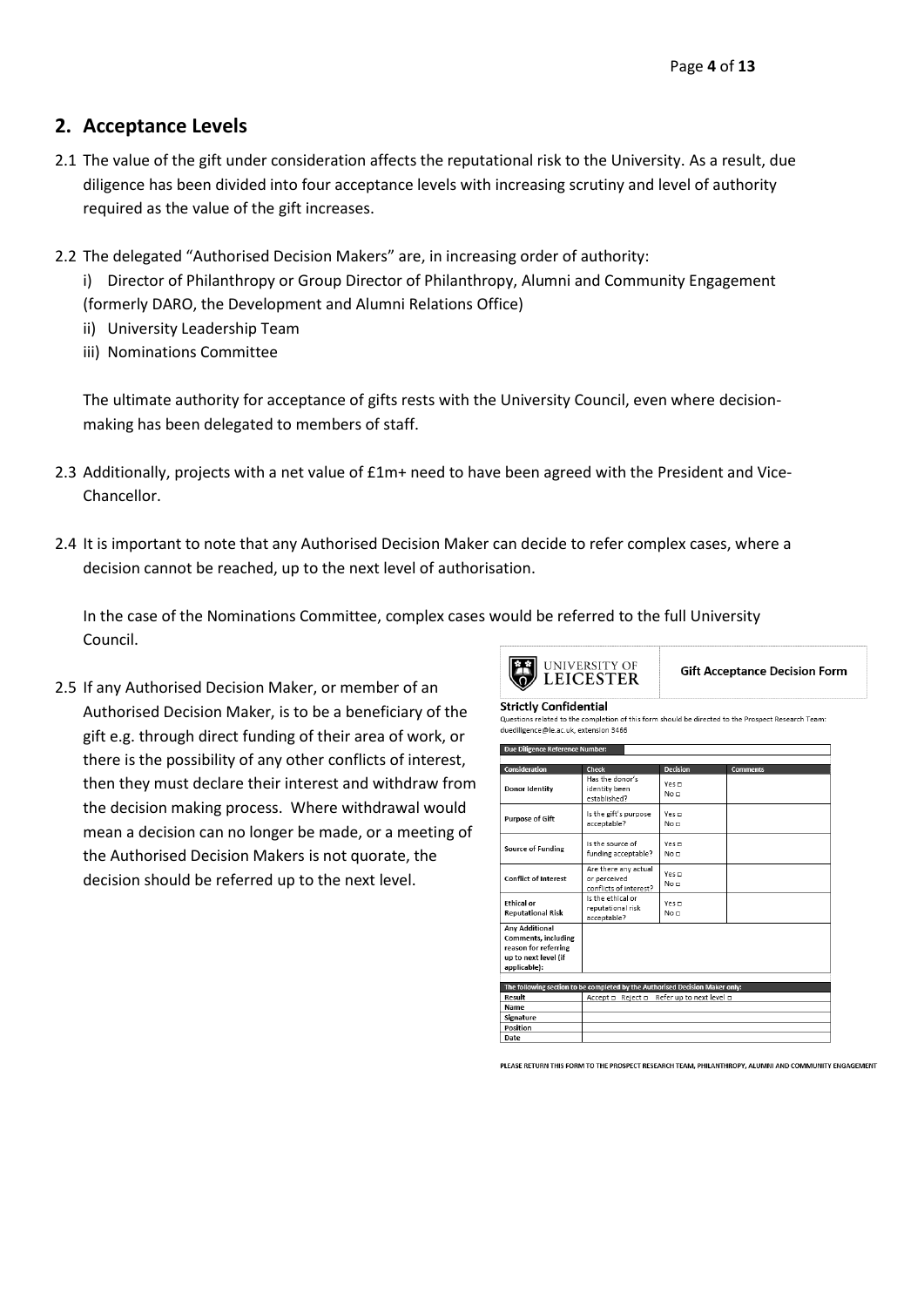## 2. Acceptance Levels

2.1 The value of the gift under consideration affects the reputational risk to the University. As a result, due diligence has been divided into four acceptance levels with increasing scrutiny and level of authority required as the value of the gift increases.

2.2 The delegated "Authorised Decision Makers" are, in increasing order of authority:

i) Director of Philanthropy or Group Director of Philanthropy, Alumni and Community Engagement (formerly DARO, the Development and Alumni Relations Office)

ii) University Leadership Team

iii) Nominations Committee

The ultimate authority for acceptance of gifts rests with the University Council, even where decision-making has been delegated to members of staff.

2.3 Additionally, projects with a net value of £1m+ need to have been agreed with the President and Vice-Chancellor.

2.4 It is important to note that any Authorised Decision Maker can decide to refer complex cases, where a decision cannot be reached, up to the next level of authorisation.

In the case of the Nominations Committee, complex cases would be referred to the full University Council.

2.5 If any Authorised Decision Maker, or member of an Authorised Decision Maker, is to be a beneficiary of the gift e.g. through direct funding of their area of work, or there is the possibility of any other conflicts of interest, then they must declare their interest and withdraw from the decision making process. Where withdrawal would mean a decision can no longer be made, or a meeting of the Authorised Decision Makers is not quorate, the decision should be referred up to the next level.

UNIVERSITY OF LEICESTER

**Gift Acceptance Decision Form**

**Strictly Confidential**

Questions related to the completion of this form should be directed to the Prospect Research Team: duediligence@le.ac.uk, extension 3466

| Due Diligence Reference Number: | | | |
|---|---|---|---|
| **Consideration** | **Check** | **Decision** | **Comments** |
| **Donor Identity** | Has the donor's identity been established? | Yes ☐ No ☐ | |
| **Purpose of Gift** | Is the gift's purpose acceptable? | Yes ☐ No ☐ | |
| **Source of Funding** | Is the source of funding acceptable? | Yes ☐ No ☐ | |
| **Conflict of Interest** | Are there any actual or perceived conflicts of interest? | Yes ☐ No ☐ | |
| **Ethical or Reputational Risk** | Is the ethical or reputational risk acceptable? | Yes ☐ No ☐ | |
| **Any Additional Comments, including reason for referring up to next level (if applicable):** | | | |

| The following section to be completed by the Authorised Decision Maker only: | |
|---|---|
| **Result** | Accept ☐ Reject ☐ Refer up to next level ☐ |
| **Name** | |
| **Signature** | |
| **Position** | |
| **Date** | |

PLEASE RETURN THIS FORM TO THE PROSPECT RESEARCH TEAM, PHILANTHROPY, ALUMNI AND COMMUNITY ENGAGEMENT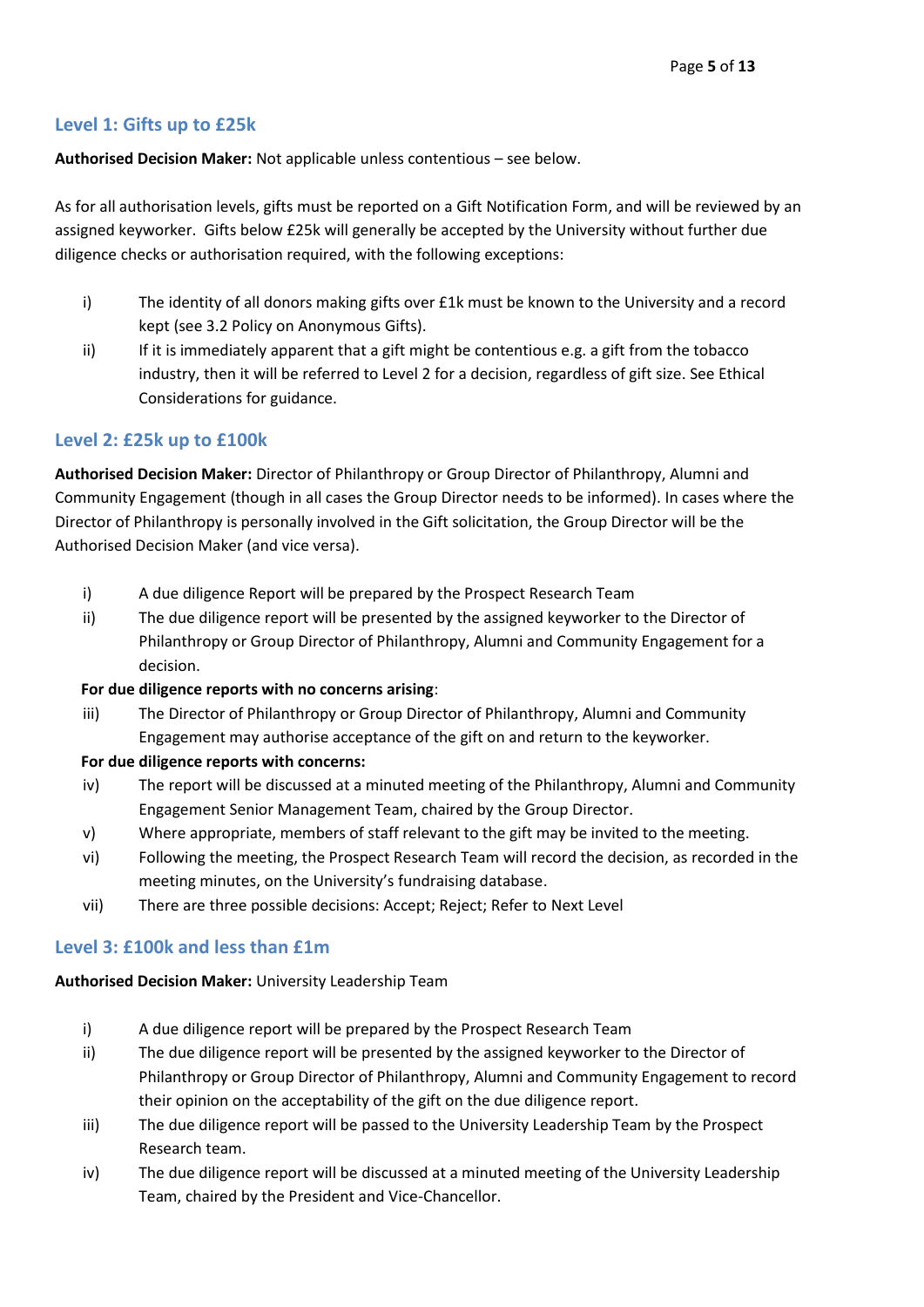## Level 1: Gifts up to £25k

**Authorised Decision Maker:** Not applicable unless contentious – see below.

As for all authorisation levels, gifts must be reported on a Gift Notification Form, and will be reviewed by an assigned keyworker. Gifts below £25k will generally be accepted by the University without further due diligence checks or authorisation required, with the following exceptions:

i) The identity of all donors making gifts over £1k must be known to the University and a record kept (see 3.2 Policy on Anonymous Gifts).

ii) If it is immediately apparent that a gift might be contentious e.g. a gift from the tobacco industry, then it will be referred to Level 2 for a decision, regardless of gift size. See Ethical Considerations for guidance.

## Level 2: £25k up to £100k

**Authorised Decision Maker:** Director of Philanthropy or Group Director of Philanthropy, Alumni and Community Engagement (though in all cases the Group Director needs to be informed). In cases where the Director of Philanthropy is personally involved in the Gift solicitation, the Group Director will be the Authorised Decision Maker (and vice versa).

i) A due diligence Report will be prepared by the Prospect Research Team

ii) The due diligence report will be presented by the assigned keyworker to the Director of Philanthropy or Group Director of Philanthropy, Alumni and Community Engagement for a decision.

**For due diligence reports with no concerns arising**:

iii) The Director of Philanthropy or Group Director of Philanthropy, Alumni and Community Engagement may authorise acceptance of the gift on and return to the keyworker.

**For due diligence reports with concerns:**

iv) The report will be discussed at a minuted meeting of the Philanthropy, Alumni and Community Engagement Senior Management Team, chaired by the Group Director.

v) Where appropriate, members of staff relevant to the gift may be invited to the meeting.

vi) Following the meeting, the Prospect Research Team will record the decision, as recorded in the meeting minutes, on the University's fundraising database.

vii) There are three possible decisions: Accept; Reject; Refer to Next Level

## Level 3: £100k and less than £1m

**Authorised Decision Maker:** University Leadership Team

i) A due diligence report will be prepared by the Prospect Research Team

ii) The due diligence report will be presented by the assigned keyworker to the Director of Philanthropy or Group Director of Philanthropy, Alumni and Community Engagement to record their opinion on the acceptability of the gift on the due diligence report.

iii) The due diligence report will be passed to the University Leadership Team by the Prospect Research team.

iv) The due diligence report will be discussed at a minuted meeting of the University Leadership Team, chaired by the President and Vice-Chancellor.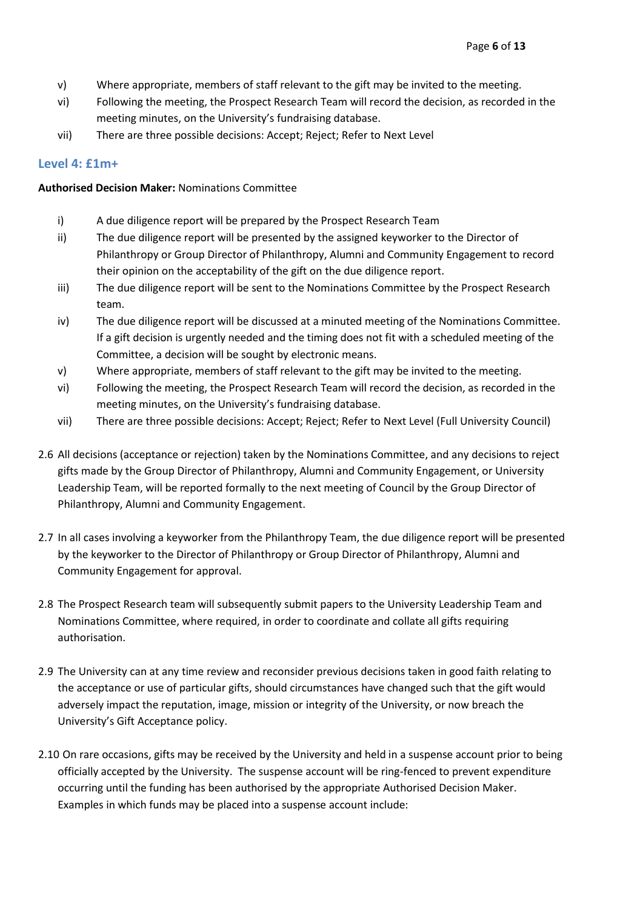v) Where appropriate, members of staff relevant to the gift may be invited to the meeting.

vi) Following the meeting, the Prospect Research Team will record the decision, as recorded in the meeting minutes, on the University's fundraising database.

vii) There are three possible decisions: Accept; Reject; Refer to Next Level

### Level 4: £1m+

**Authorised Decision Maker:** Nominations Committee

i) A due diligence report will be prepared by the Prospect Research Team

ii) The due diligence report will be presented by the assigned keyworker to the Director of Philanthropy or Group Director of Philanthropy, Alumni and Community Engagement to record their opinion on the acceptability of the gift on the due diligence report.

iii) The due diligence report will be sent to the Nominations Committee by the Prospect Research team.

iv) The due diligence report will be discussed at a minuted meeting of the Nominations Committee. If a gift decision is urgently needed and the timing does not fit with a scheduled meeting of the Committee, a decision will be sought by electronic means.

v) Where appropriate, members of staff relevant to the gift may be invited to the meeting.

vi) Following the meeting, the Prospect Research Team will record the decision, as recorded in the meeting minutes, on the University's fundraising database.

vii) There are three possible decisions: Accept; Reject; Refer to Next Level (Full University Council)

2.6 All decisions (acceptance or rejection) taken by the Nominations Committee, and any decisions to reject gifts made by the Group Director of Philanthropy, Alumni and Community Engagement, or University Leadership Team, will be reported formally to the next meeting of Council by the Group Director of Philanthropy, Alumni and Community Engagement.

2.7 In all cases involving a keyworker from the Philanthropy Team, the due diligence report will be presented by the keyworker to the Director of Philanthropy or Group Director of Philanthropy, Alumni and Community Engagement for approval.

2.8 The Prospect Research team will subsequently submit papers to the University Leadership Team and Nominations Committee, where required, in order to coordinate and collate all gifts requiring authorisation.

2.9 The University can at any time review and reconsider previous decisions taken in good faith relating to the acceptance or use of particular gifts, should circumstances have changed such that the gift would adversely impact the reputation, image, mission or integrity of the University, or now breach the University's Gift Acceptance policy.

2.10 On rare occasions, gifts may be received by the University and held in a suspense account prior to being officially accepted by the University. The suspense account will be ring-fenced to prevent expenditure occurring until the funding has been authorised by the appropriate Authorised Decision Maker. Examples in which funds may be placed into a suspense account include: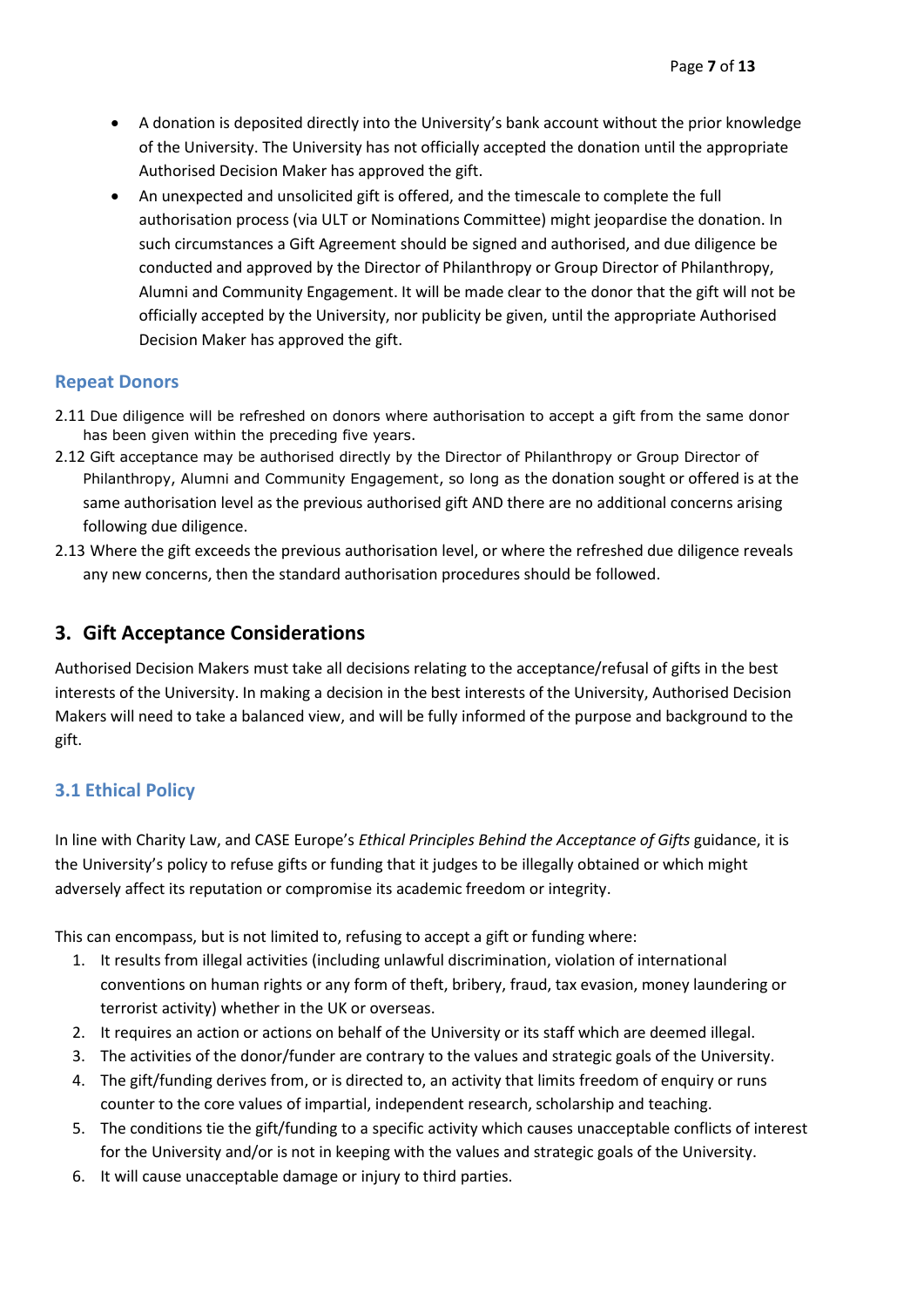- A donation is deposited directly into the University's bank account without the prior knowledge of the University. The University has not officially accepted the donation until the appropriate Authorised Decision Maker has approved the gift.
- An unexpected and unsolicited gift is offered, and the timescale to complete the full authorisation process (via ULT or Nominations Committee) might jeopardise the donation. In such circumstances a Gift Agreement should be signed and authorised, and due diligence be conducted and approved by the Director of Philanthropy or Group Director of Philanthropy, Alumni and Community Engagement. It will be made clear to the donor that the gift will not be officially accepted by the University, nor publicity be given, until the appropriate Authorised Decision Maker has approved the gift.

### Repeat Donors

2.11 Due diligence will be refreshed on donors where authorisation to accept a gift from the same donor has been given within the preceding five years.

2.12 Gift acceptance may be authorised directly by the Director of Philanthropy or Group Director of Philanthropy, Alumni and Community Engagement, so long as the donation sought or offered is at the same authorisation level as the previous authorised gift AND there are no additional concerns arising following due diligence.

2.13 Where the gift exceeds the previous authorisation level, or where the refreshed due diligence reveals any new concerns, then the standard authorisation procedures should be followed.

## 3. Gift Acceptance Considerations

Authorised Decision Makers must take all decisions relating to the acceptance/refusal of gifts in the best interests of the University. In making a decision in the best interests of the University, Authorised Decision Makers will need to take a balanced view, and will be fully informed of the purpose and background to the gift.

### 3.1 Ethical Policy

In line with Charity Law, and CASE Europe's *Ethical Principles Behind the Acceptance of Gifts* guidance, it is the University's policy to refuse gifts or funding that it judges to be illegally obtained or which might adversely affect its reputation or compromise its academic freedom or integrity.

This can encompass, but is not limited to, refusing to accept a gift or funding where:

1. It results from illegal activities (including unlawful discrimination, violation of international conventions on human rights or any form of theft, bribery, fraud, tax evasion, money laundering or terrorist activity) whether in the UK or overseas.
2. It requires an action or actions on behalf of the University or its staff which are deemed illegal.
3. The activities of the donor/funder are contrary to the values and strategic goals of the University.
4. The gift/funding derives from, or is directed to, an activity that limits freedom of enquiry or runs counter to the core values of impartial, independent research, scholarship and teaching.
5. The conditions tie the gift/funding to a specific activity which causes unacceptable conflicts of interest for the University and/or is not in keeping with the values and strategic goals of the University.
6. It will cause unacceptable damage or injury to third parties.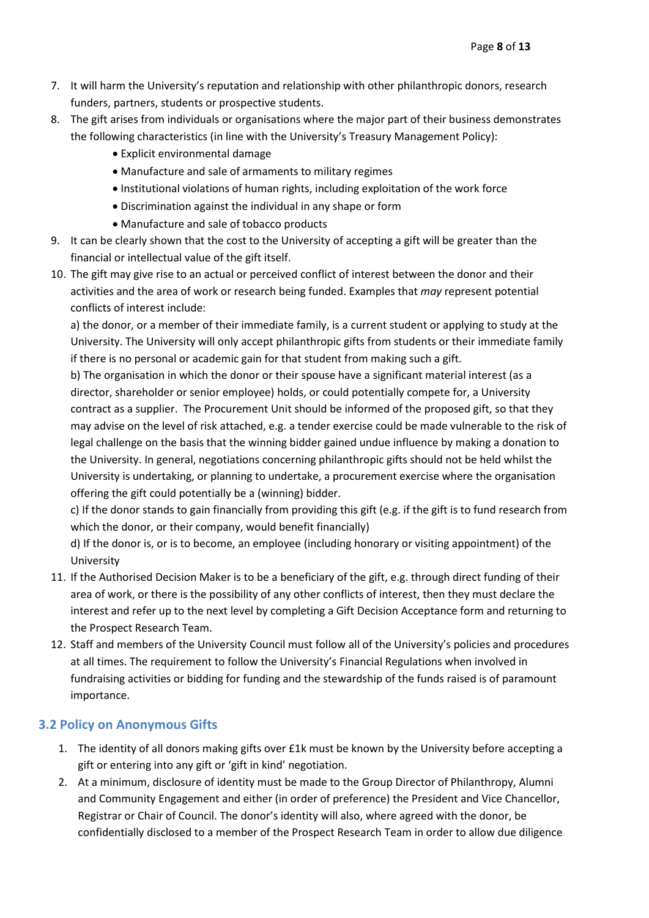7. It will harm the University's reputation and relationship with other philanthropic donors, research funders, partners, students or prospective students.
8. The gift arises from individuals or organisations where the major part of their business demonstrates the following characteristics (in line with the University's Treasury Management Policy):
    - Explicit environmental damage
    - Manufacture and sale of armaments to military regimes
    - Institutional violations of human rights, including exploitation of the work force
    - Discrimination against the individual in any shape or form
    - Manufacture and sale of tobacco products
9. It can be clearly shown that the cost to the University of accepting a gift will be greater than the financial or intellectual value of the gift itself.
10. The gift may give rise to an actual or perceived conflict of interest between the donor and their activities and the area of work or research being funded. Examples that *may* represent potential conflicts of interest include:

    a) the donor, or a member of their immediate family, is a current student or applying to study at the University. The University will only accept philanthropic gifts from students or their immediate family if there is no personal or academic gain for that student from making such a gift.

    b) The organisation in which the donor or their spouse have a significant material interest (as a director, shareholder or senior employee) holds, or could potentially compete for, a University contract as a supplier. The Procurement Unit should be informed of the proposed gift, so that they may advise on the level of risk attached, e.g. a tender exercise could be made vulnerable to the risk of legal challenge on the basis that the winning bidder gained undue influence by making a donation to the University. In general, negotiations concerning philanthropic gifts should not be held whilst the University is undertaking, or planning to undertake, a procurement exercise where the organisation offering the gift could potentially be a (winning) bidder.

    c) If the donor stands to gain financially from providing this gift (e.g. if the gift is to fund research from which the donor, or their company, would benefit financially)

    d) If the donor is, or is to become, an employee (including honorary or visiting appointment) of the University
11. If the Authorised Decision Maker is to be a beneficiary of the gift, e.g. through direct funding of their area of work, or there is the possibility of any other conflicts of interest, then they must declare the interest and refer up to the next level by completing a Gift Decision Acceptance form and returning to the Prospect Research Team.
12. Staff and members of the University Council must follow all of the University's policies and procedures at all times. The requirement to follow the University's Financial Regulations when involved in fundraising activities or bidding for funding and the stewardship of the funds raised is of paramount importance.

## 3.2 Policy on Anonymous Gifts

1. The identity of all donors making gifts over £1k must be known by the University before accepting a gift or entering into any gift or 'gift in kind' negotiation.
2. At a minimum, disclosure of identity must be made to the Group Director of Philanthropy, Alumni and Community Engagement and either (in order of preference) the President and Vice Chancellor, Registrar or Chair of Council. The donor's identity will also, where agreed with the donor, be confidentially disclosed to a member of the Prospect Research Team in order to allow due diligence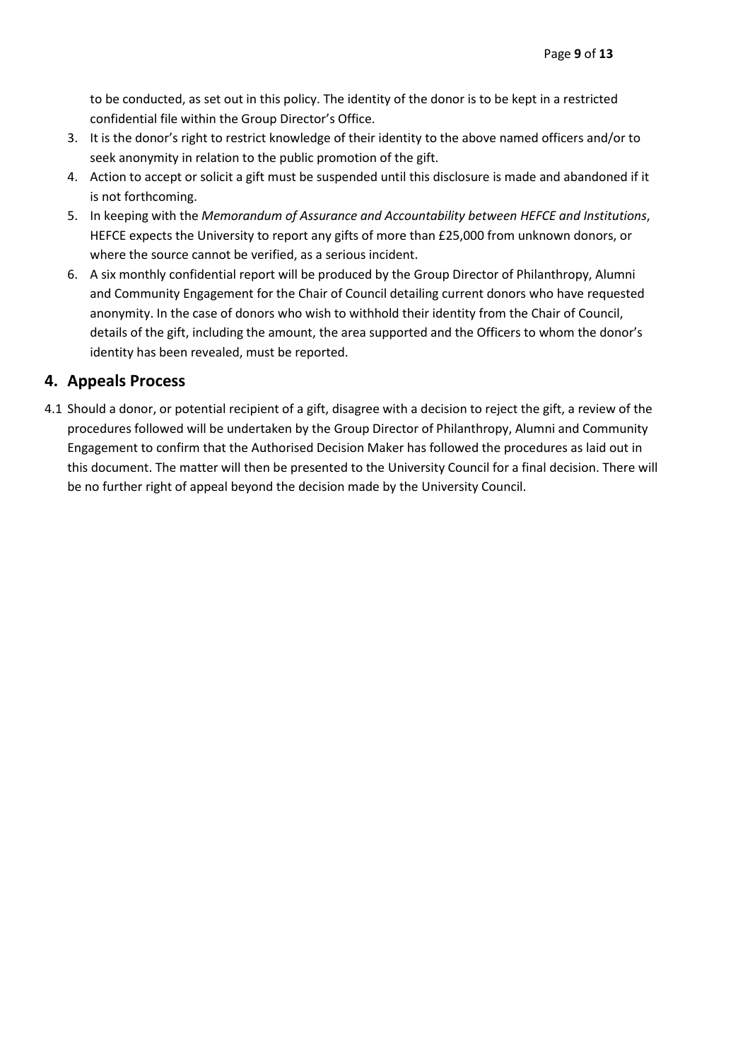to be conducted, as set out in this policy. The identity of the donor is to be kept in a restricted confidential file within the Group Director's Office.

3. It is the donor's right to restrict knowledge of their identity to the above named officers and/or to seek anonymity in relation to the public promotion of the gift.
4. Action to accept or solicit a gift must be suspended until this disclosure is made and abandoned if it is not forthcoming.
5. In keeping with the *Memorandum of Assurance and Accountability between HEFCE and Institutions*, HEFCE expects the University to report any gifts of more than £25,000 from unknown donors, or where the source cannot be verified, as a serious incident.
6. A six monthly confidential report will be produced by the Group Director of Philanthropy, Alumni and Community Engagement for the Chair of Council detailing current donors who have requested anonymity. In the case of donors who wish to withhold their identity from the Chair of Council, details of the gift, including the amount, the area supported and the Officers to whom the donor's identity has been revealed, must be reported.

## 4. Appeals Process

4.1 Should a donor, or potential recipient of a gift, disagree with a decision to reject the gift, a review of the procedures followed will be undertaken by the Group Director of Philanthropy, Alumni and Community Engagement to confirm that the Authorised Decision Maker has followed the procedures as laid out in this document. The matter will then be presented to the University Council for a final decision. There will be no further right of appeal beyond the decision made by the University Council.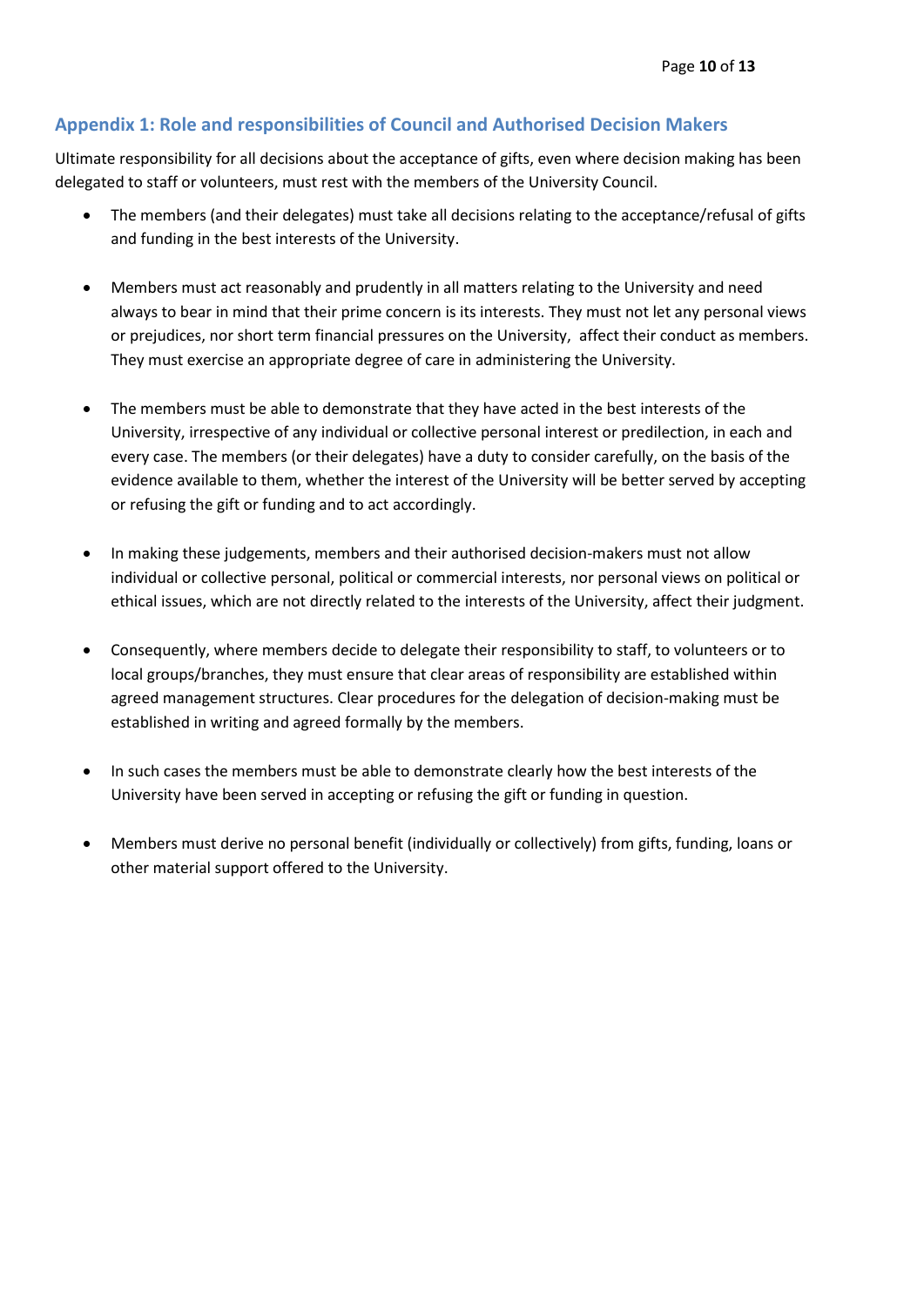## Appendix 1: Role and responsibilities of Council and Authorised Decision Makers

Ultimate responsibility for all decisions about the acceptance of gifts, even where decision making has been delegated to staff or volunteers, must rest with the members of the University Council.

- The members (and their delegates) must take all decisions relating to the acceptance/refusal of gifts and funding in the best interests of the University.
- Members must act reasonably and prudently in all matters relating to the University and need always to bear in mind that their prime concern is its interests. They must not let any personal views or prejudices, nor short term financial pressures on the University, affect their conduct as members. They must exercise an appropriate degree of care in administering the University.
- The members must be able to demonstrate that they have acted in the best interests of the University, irrespective of any individual or collective personal interest or predilection, in each and every case. The members (or their delegates) have a duty to consider carefully, on the basis of the evidence available to them, whether the interest of the University will be better served by accepting or refusing the gift or funding and to act accordingly.
- In making these judgements, members and their authorised decision-makers must not allow individual or collective personal, political or commercial interests, nor personal views on political or ethical issues, which are not directly related to the interests of the University, affect their judgment.
- Consequently, where members decide to delegate their responsibility to staff, to volunteers or to local groups/branches, they must ensure that clear areas of responsibility are established within agreed management structures. Clear procedures for the delegation of decision-making must be established in writing and agreed formally by the members.
- In such cases the members must be able to demonstrate clearly how the best interests of the University have been served in accepting or refusing the gift or funding in question.
- Members must derive no personal benefit (individually or collectively) from gifts, funding, loans or other material support offered to the University.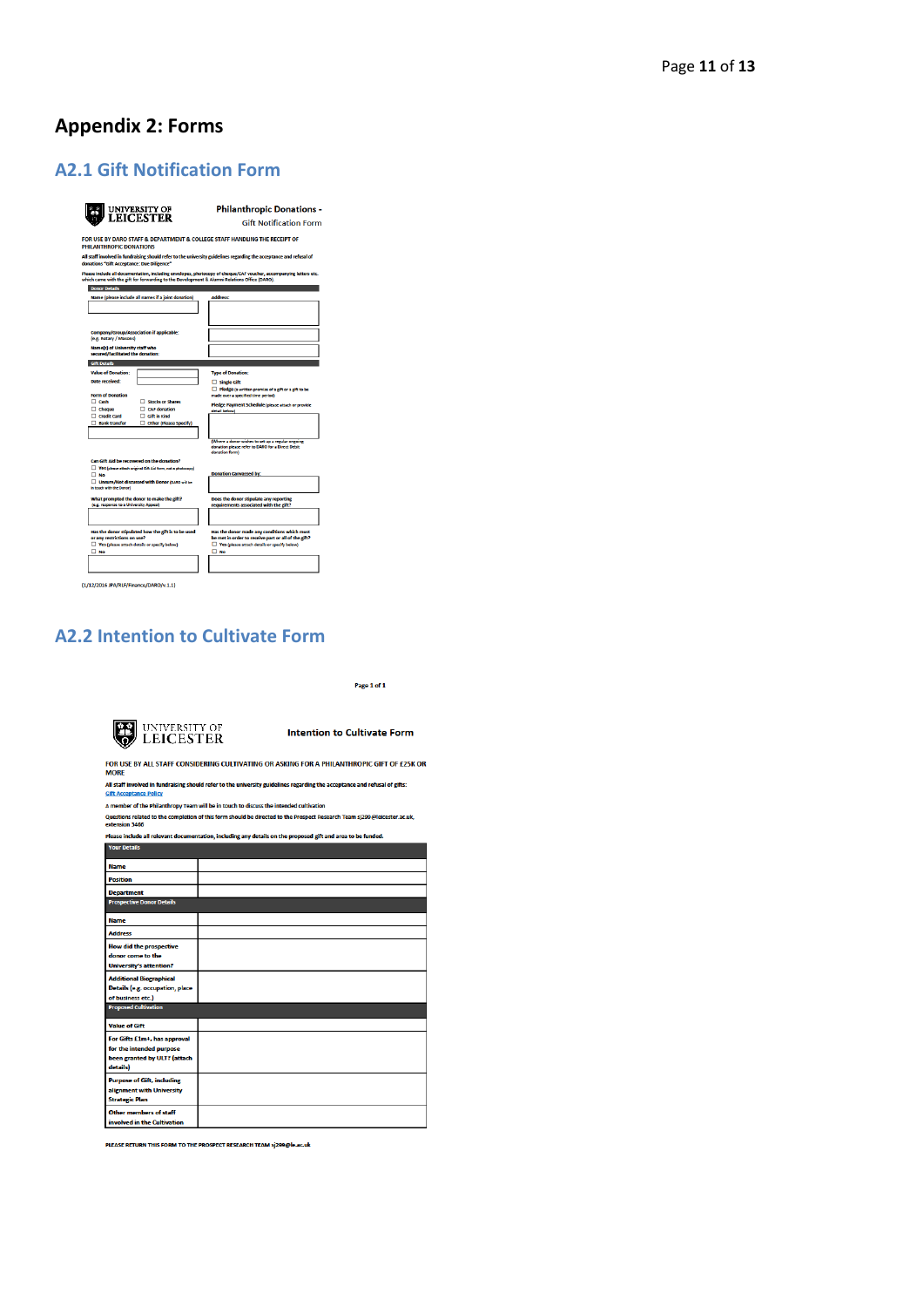# Appendix 2: Forms

## A2.1 Gift Notification Form

UNIVERSITY OF LEICESTER

**Philanthropic Donations -**
Gift Notification Form

FOR USE BY DARO STAFF & DEPARTMENT & COLLEGE STAFF HANDLING THE RECEIPT OF PHILANTHROPIC DONATIONS

All staff involved in fundraising should refer to the university guidelines regarding the acceptance and refusal of donations "Gift Acceptance: Due Diligence"

Please include all documentation, including envelope, photocopy of cheque/CAF voucher, accompanying letters etc. which came with the gift for forwarding to the Development & Alumni Relations Office (DARO).

**Donor Details**

Name (please include all names if a joint donation)

Address:

Company/Group/Association if applicable: (e.g. Rotary / Masons)

Name(s) of University staff who secured/facilitated the donation:

**Gift Details**

Value of Donation:

Date received:

Form of Donation
- ☐ Cash
- ☐ Cheque
- ☐ Credit Card
- ☐ Bank transfer
- ☐ Stocks or Shares
- ☐ CAF donation
- ☐ Gift in Kind
- ☐ Other (Please specify)

Type of Donation:
- ☐ Single Gift
- ☐ Pledge (a written promise of a gift or a gift to be made over a specified time period)

Pledge Payment Schedule (please attach or provide detail below)

(Where a donor wishes to set up a regular ongoing donation please refer to DARO for a Direct Debit donation form)

Can Gift Aid be recovered on the donation?
- ☐ Yes (please attach original Gift Aid form, not a photocopy)
- ☐ No
- ☐ Unsure/Not discussed with Donor (DARO will be in touch with the Donor)

Donation Canvassed by:

What prompted the donor to make the gift? (e.g. response to a University Appeal)

Does the donor stipulate any reporting requirements associated with the gift?

Has the donor stipulated how the gift is to be used or any restrictions on use?
- ☐ Yes (please attach details or specify below)
- ☐ No

Has the donor made any conditions which must be met in order to receive part or all of the gift?
- ☐ Yes (please attach details or specify below)
- ☐ No

(1/12/2016 JPA/RLF/Finance/DARO/v.1.1)

## A2.2 Intention to Cultivate Form

UNIVERSITY OF LEICESTER

**Intention to Cultivate Form**

FOR USE BY ALL STAFF CONSIDERING CULTIVATING OR ASKING FOR A PHILANTHROPIC GIFT OF £25K OR MORE

All staff involved in fundraising should refer to the university guidelines regarding the acceptance and refusal of gifts: Gift Acceptance Policy

A member of the Philanthropy Team will be in touch to discuss the intended cultivation

Questions related to the completion of this form should be directed to the Prospect Research Team sj299@leicester.ac.uk, extension 3466

Please include all relevant documentation, including any details on the proposed gift and area to be funded.

| **Your Details** | |
|---|---|
| Name | |
| Position | |
| Department | |
| **Prospective Donor Details** | |
| Name | |
| Address | |
| How did the prospective donor come to the University's attention? | |
| Additional Biographical Details (e.g. occupation, place of business etc.) | |
| **Proposed Cultivation** | |
| Value of Gift | |
| For Gifts £1m+, has approval for the intended purpose been granted by ULT? (attach details) | |
| Purpose of Gift, including alignment with University Strategic Plan | |
| Other members of staff involved in the Cultivation | |

PLEASE RETURN THIS FORM TO THE PROSPECT RESEARCH TEAM sj299@le.ac.uk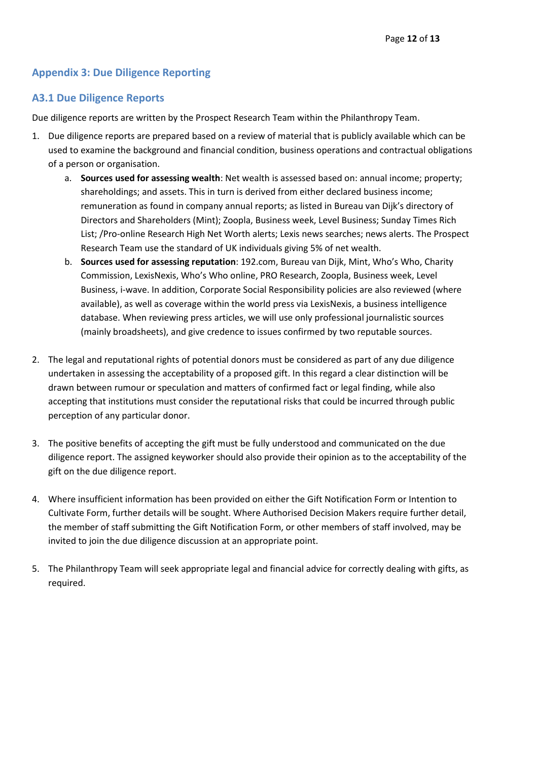## Appendix 3: Due Diligence Reporting

### A3.1 Due Diligence Reports

Due diligence reports are written by the Prospect Research Team within the Philanthropy Team.

1. Due diligence reports are prepared based on a review of material that is publicly available which can be used to examine the background and financial condition, business operations and contractual obligations of a person or organisation.
    a. **Sources used for assessing wealth**: Net wealth is assessed based on: annual income; property; shareholdings; and assets. This in turn is derived from either declared business income; remuneration as found in company annual reports; as listed in Bureau van Dijk's directory of Directors and Shareholders (Mint); Zoopla, Business week, Level Business; Sunday Times Rich List; /Pro-online Research High Net Worth alerts; Lexis news searches; news alerts. The Prospect Research Team use the standard of UK individuals giving 5% of net wealth.
    b. **Sources used for assessing reputation**: 192.com, Bureau van Dijk, Mint, Who's Who, Charity Commission, LexisNexis, Who's Who online, PRO Research, Zoopla, Business week, Level Business, i-wave. In addition, Corporate Social Responsibility policies are also reviewed (where available), as well as coverage within the world press via LexisNexis, a business intelligence database. When reviewing press articles, we will use only professional journalistic sources (mainly broadsheets), and give credence to issues confirmed by two reputable sources.

2. The legal and reputational rights of potential donors must be considered as part of any due diligence undertaken in assessing the acceptability of a proposed gift. In this regard a clear distinction will be drawn between rumour or speculation and matters of confirmed fact or legal finding, while also accepting that institutions must consider the reputational risks that could be incurred through public perception of any particular donor.

3. The positive benefits of accepting the gift must be fully understood and communicated on the due diligence report. The assigned keyworker should also provide their opinion as to the acceptability of the gift on the due diligence report.

4. Where insufficient information has been provided on either the Gift Notification Form or Intention to Cultivate Form, further details will be sought. Where Authorised Decision Makers require further detail, the member of staff submitting the Gift Notification Form, or other members of staff involved, may be invited to join the due diligence discussion at an appropriate point.

5. The Philanthropy Team will seek appropriate legal and financial advice for correctly dealing with gifts, as required.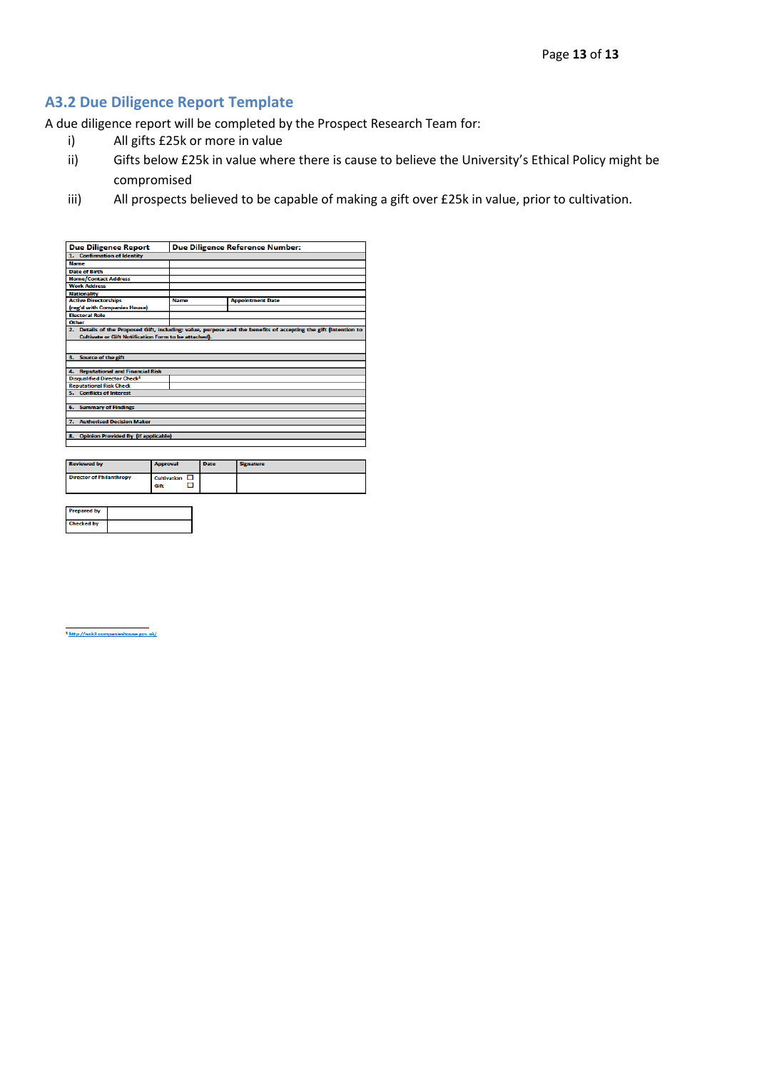## A3.2 Due Diligence Report Template

A due diligence report will be completed by the Prospect Research Team for:

i) All gifts £25k or more in value
ii) Gifts below £25k in value where there is cause to believe the University's Ethical Policy might be compromised
iii) All prospects believed to be capable of making a gift over £25k in value, prior to cultivation.

| **Due Diligence Report** | **Due Diligence Reference Number:** | |
|---|---|---|
| **1. Confirmation of Identity** | | |
| **Name** | | |
| **Date of Birth** | | |
| **Home/Contact Address** | | |
| **Work Address** | | |
| **Nationality** | | |
| **Active Directorships (reg'd with Companies House)** | **Name** | **Appointment Date** |
| **Electoral Role** | | |
| **Other** | | |
| **2. Details of the Proposed Gift, including: value, purpose and the benefits of accepting the gift (Intention to Cultivate or Gift Notification Form to be attached).** | | |
| | | |
| **3. Source of the gift** | | |
| | | |
| **4. Reputational and Financial Risk** | | |
| **Disqualified Director Check[1]** | | |
| **Reputational Risk Check** | | |
| **5. Conflicts of Interest** | | |
| | | |
| **6. Summary of Findings** | | |
| | | |
| **7. Authorised Decision Maker** | | |
| | | |
| **8. Opinion Provided By (if applicable)** | | |
| | | |

| **Reviewed by** | **Approval** | **Date** | **Signature** |
|---|---|---|---|
| **Director of Philanthropy** | Cultivation ☐<br>Gift ☐ | | |

| | |
|---|---|
| **Prepared by** | |
| **Checked by** | |

[1] http://wck2.companieshouse.gov.uk/